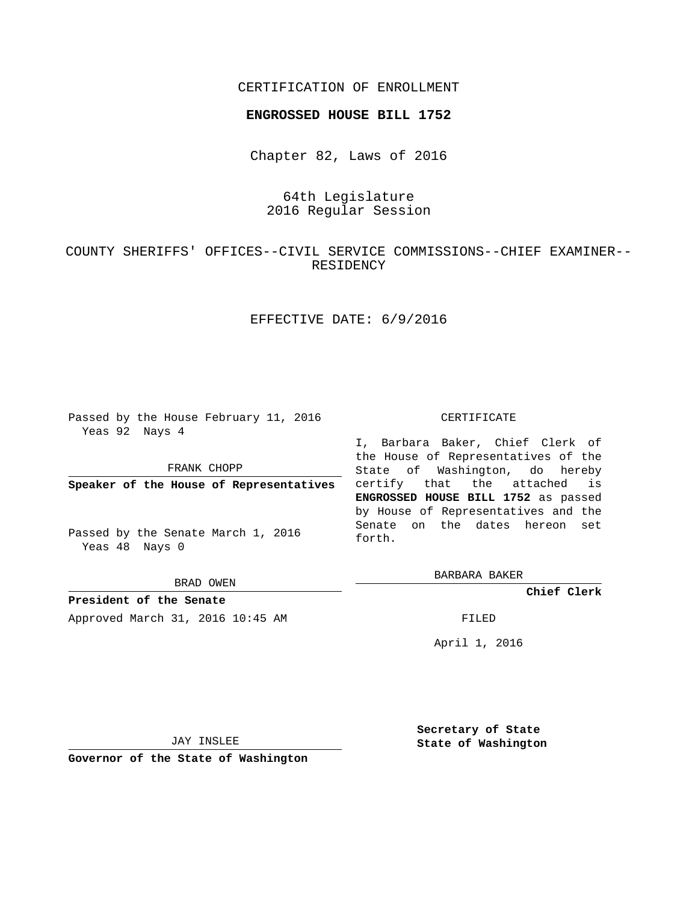CERTIFICATION OF ENROLLMENT

**ENGROSSED HOUSE BILL 1752**

Chapter 82, Laws of 2016

64th Legislature
2016 Regular Session

COUNTY SHERIFFS' OFFICES--CIVIL SERVICE COMMISSIONS--CHIEF EXAMINER--RESIDENCY

EFFECTIVE DATE: 6/9/2016

Passed by the House February 11, 2016
Yeas 92 Nays 4

FRANK CHOPP

**Speaker of the House of Representatives**

Passed by the Senate March 1, 2016
Yeas 48 Nays 0

BRAD OWEN

**President of the Senate**

Approved March 31, 2016 10:45 AM

JAY INSLEE

**Governor of the State of Washington**

CERTIFICATE

I, Barbara Baker, Chief Clerk of the House of Representatives of the State of Washington, do hereby certify that the attached is **ENGROSSED HOUSE BILL 1752** as passed by House of Representatives and the Senate on the dates hereon set forth.

BARBARA BAKER

**Chief Clerk**

FILED

April 1, 2016

**Secretary of State**
**State of Washington**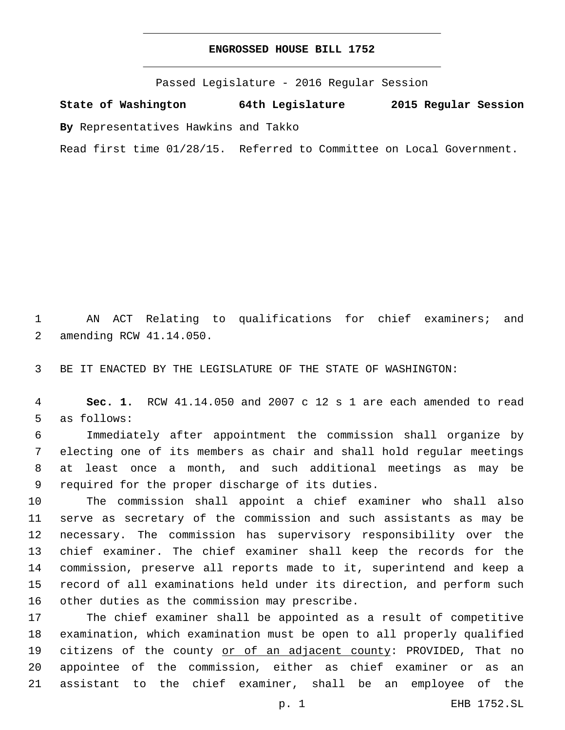**ENGROSSED HOUSE BILL 1752**

Passed Legislature - 2016 Regular Session

**State of Washington 64th Legislature 2015 Regular Session**

**By** Representatives Hawkins and Takko

Read first time 01/28/15. Referred to Committee on Local Government.

AN ACT Relating to qualifications for chief examiners; and amending RCW 41.14.050.

BE IT ENACTED BY THE LEGISLATURE OF THE STATE OF WASHINGTON:

**Sec. 1.** RCW 41.14.050 and 2007 c 12 s 1 are each amended to read as follows:

Immediately after appointment the commission shall organize by electing one of its members as chair and shall hold regular meetings at least once a month, and such additional meetings as may be required for the proper discharge of its duties.

The commission shall appoint a chief examiner who shall also serve as secretary of the commission and such assistants as may be necessary. The commission has supervisory responsibility over the chief examiner. The chief examiner shall keep the records for the commission, preserve all reports made to it, superintend and keep a record of all examinations held under its direction, and perform such other duties as the commission may prescribe.

The chief examiner shall be appointed as a result of competitive examination, which examination must be open to all properly qualified citizens of the county <u>or of an adjacent county</u>: PROVIDED, That no appointee of the commission, either as chief examiner or as an assistant to the chief examiner, shall be an employee of the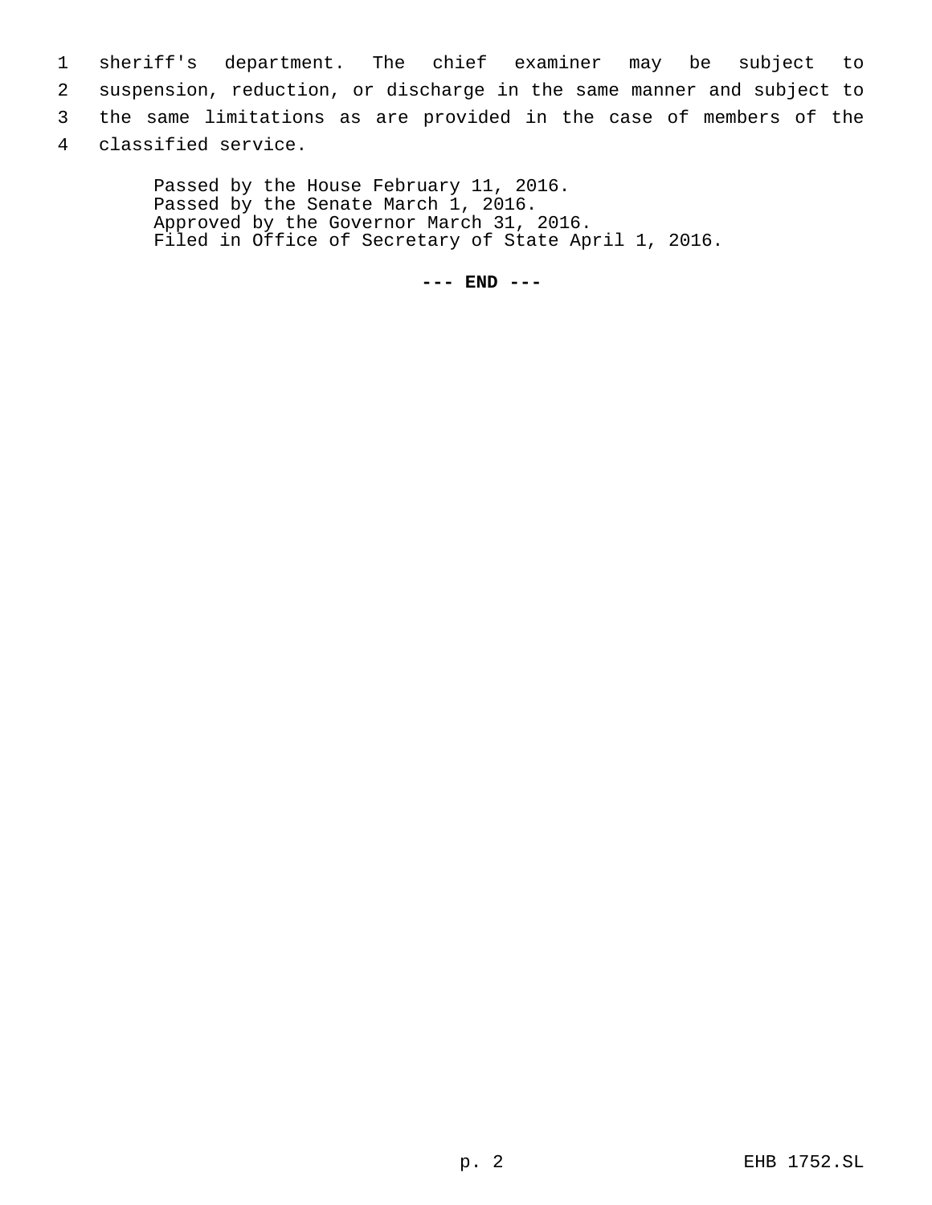sheriff's department. The chief examiner may be subject to suspension, reduction, or discharge in the same manner and subject to the same limitations as are provided in the case of members of the classified service.

Passed by the House February 11, 2016.
Passed by the Senate March 1, 2016.
Approved by the Governor March 31, 2016.
Filed in Office of Secretary of State April 1, 2016.

**--- END ---**